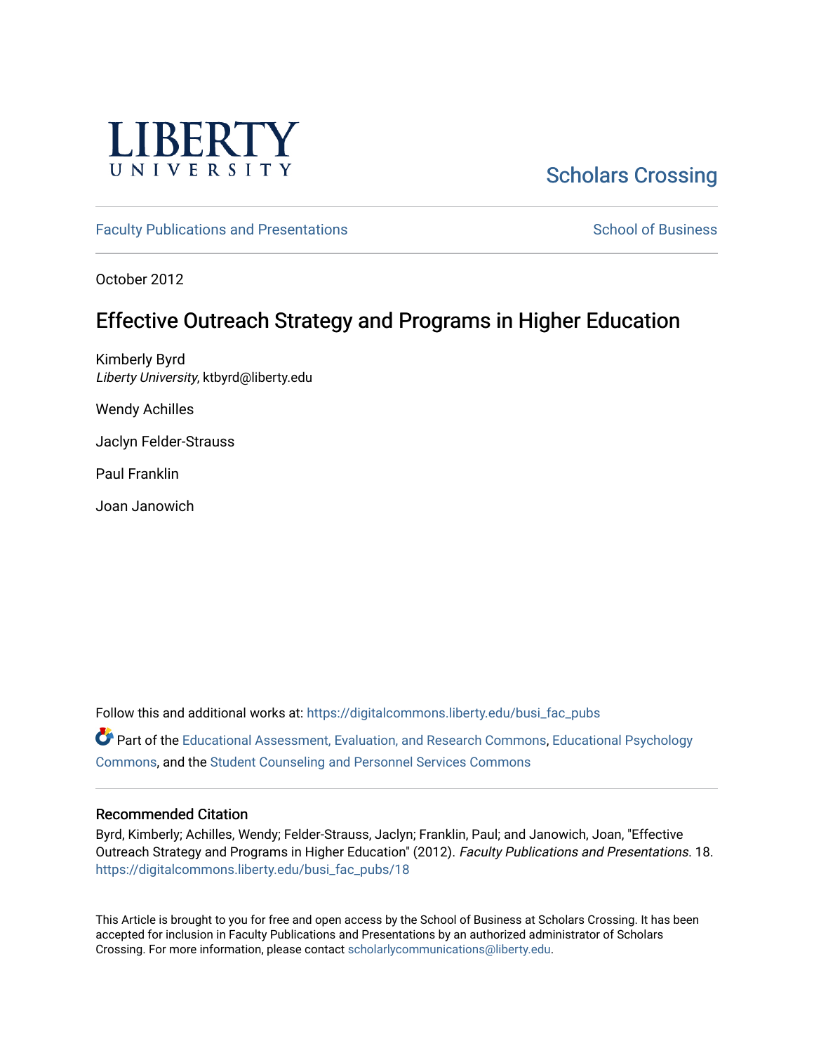LIBERTY UNIVERSITY

Scholars Crossing

Faculty Publications and Presentations

School of Business

October 2012

# Effective Outreach Strategy and Programs in Higher Education

Kimberly Byrd
*Liberty University*, ktbyrd@liberty.edu

Wendy Achilles

Jaclyn Felder-Strauss

Paul Franklin

Joan Janowich

Follow this and additional works at: https://digitalcommons.liberty.edu/busi_fac_pubs

Part of the Educational Assessment, Evaluation, and Research Commons, Educational Psychology Commons, and the Student Counseling and Personnel Services Commons

## Recommended Citation

Byrd, Kimberly; Achilles, Wendy; Felder-Strauss, Jaclyn; Franklin, Paul; and Janowich, Joan, "Effective Outreach Strategy and Programs in Higher Education" (2012). *Faculty Publications and Presentations*. 18.
https://digitalcommons.liberty.edu/busi_fac_pubs/18

This Article is brought to you for free and open access by the School of Business at Scholars Crossing. It has been accepted for inclusion in Faculty Publications and Presentations by an authorized administrator of Scholars Crossing. For more information, please contact scholarlycommunications@liberty.edu.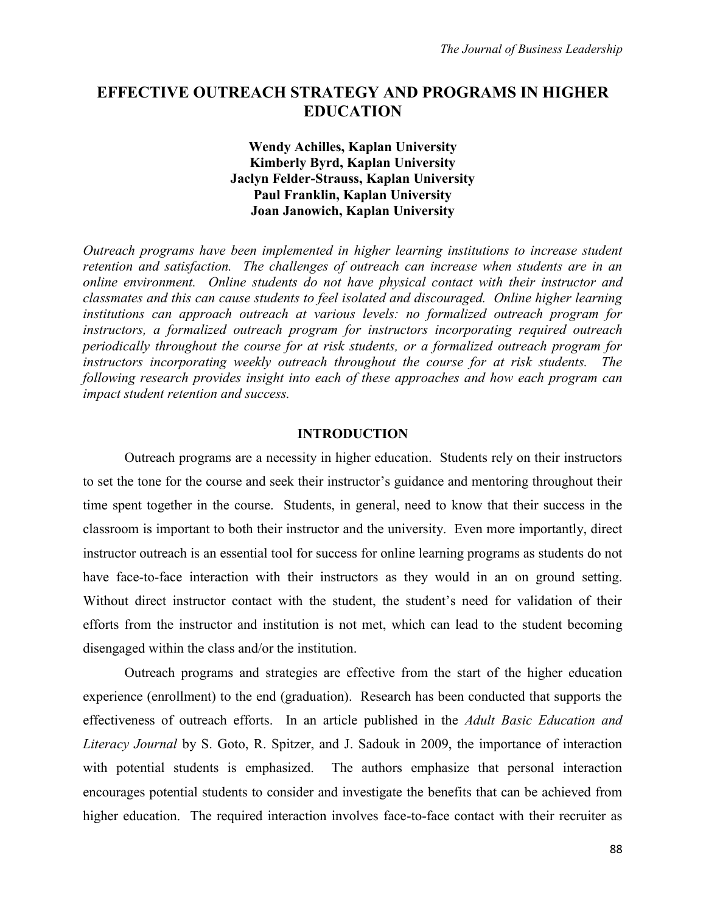# EFFECTIVE OUTREACH STRATEGY AND PROGRAMS IN HIGHER EDUCATION

**Wendy Achilles, Kaplan University**
**Kimberly Byrd, Kaplan University**
**Jaclyn Felder-Strauss, Kaplan University**
**Paul Franklin, Kaplan University**
**Joan Janowich, Kaplan University**

*Outreach programs have been implemented in higher learning institutions to increase student retention and satisfaction. The challenges of outreach can increase when students are in an online environment. Online students do not have physical contact with their instructor and classmates and this can cause students to feel isolated and discouraged. Online higher learning institutions can approach outreach at various levels: no formalized outreach program for instructors, a formalized outreach program for instructors incorporating required outreach periodically throughout the course for at risk students, or a formalized outreach program for instructors incorporating weekly outreach throughout the course for at risk students. The following research provides insight into each of these approaches and how each program can impact student retention and success.*

## INTRODUCTION

Outreach programs are a necessity in higher education. Students rely on their instructors to set the tone for the course and seek their instructor's guidance and mentoring throughout their time spent together in the course. Students, in general, need to know that their success in the classroom is important to both their instructor and the university. Even more importantly, direct instructor outreach is an essential tool for success for online learning programs as students do not have face-to-face interaction with their instructors as they would in an on ground setting. Without direct instructor contact with the student, the student's need for validation of their efforts from the instructor and institution is not met, which can lead to the student becoming disengaged within the class and/or the institution.

Outreach programs and strategies are effective from the start of the higher education experience (enrollment) to the end (graduation). Research has been conducted that supports the effectiveness of outreach efforts. In an article published in the *Adult Basic Education and Literacy Journal* by S. Goto, R. Spitzer, and J. Sadouk in 2009, the importance of interaction with potential students is emphasized. The authors emphasize that personal interaction encourages potential students to consider and investigate the benefits that can be achieved from higher education. The required interaction involves face-to-face contact with their recruiter as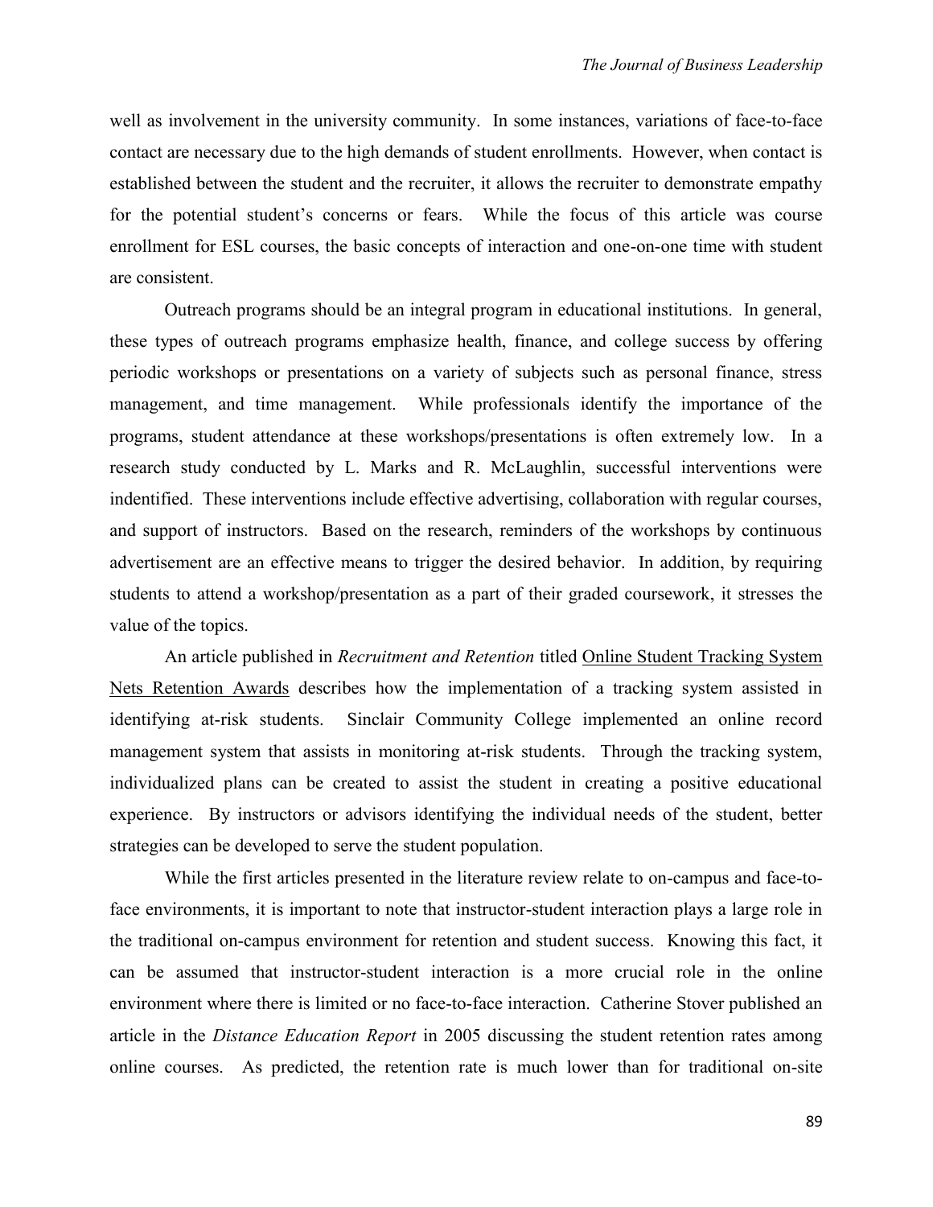well as involvement in the university community. In some instances, variations of face-to-face contact are necessary due to the high demands of student enrollments. However, when contact is established between the student and the recruiter, it allows the recruiter to demonstrate empathy for the potential student's concerns or fears. While the focus of this article was course enrollment for ESL courses, the basic concepts of interaction and one-on-one time with student are consistent.

Outreach programs should be an integral program in educational institutions. In general, these types of outreach programs emphasize health, finance, and college success by offering periodic workshops or presentations on a variety of subjects such as personal finance, stress management, and time management. While professionals identify the importance of the programs, student attendance at these workshops/presentations is often extremely low. In a research study conducted by L. Marks and R. McLaughlin, successful interventions were indentified. These interventions include effective advertising, collaboration with regular courses, and support of instructors. Based on the research, reminders of the workshops by continuous advertisement are an effective means to trigger the desired behavior. In addition, by requiring students to attend a workshop/presentation as a part of their graded coursework, it stresses the value of the topics.

An article published in *Recruitment and Retention* titled Online Student Tracking System Nets Retention Awards describes how the implementation of a tracking system assisted in identifying at-risk students. Sinclair Community College implemented an online record management system that assists in monitoring at-risk students. Through the tracking system, individualized plans can be created to assist the student in creating a positive educational experience. By instructors or advisors identifying the individual needs of the student, better strategies can be developed to serve the student population.

While the first articles presented in the literature review relate to on-campus and face-to-face environments, it is important to note that instructor-student interaction plays a large role in the traditional on-campus environment for retention and student success. Knowing this fact, it can be assumed that instructor-student interaction is a more crucial role in the online environment where there is limited or no face-to-face interaction. Catherine Stover published an article in the *Distance Education Report* in 2005 discussing the student retention rates among online courses. As predicted, the retention rate is much lower than for traditional on-site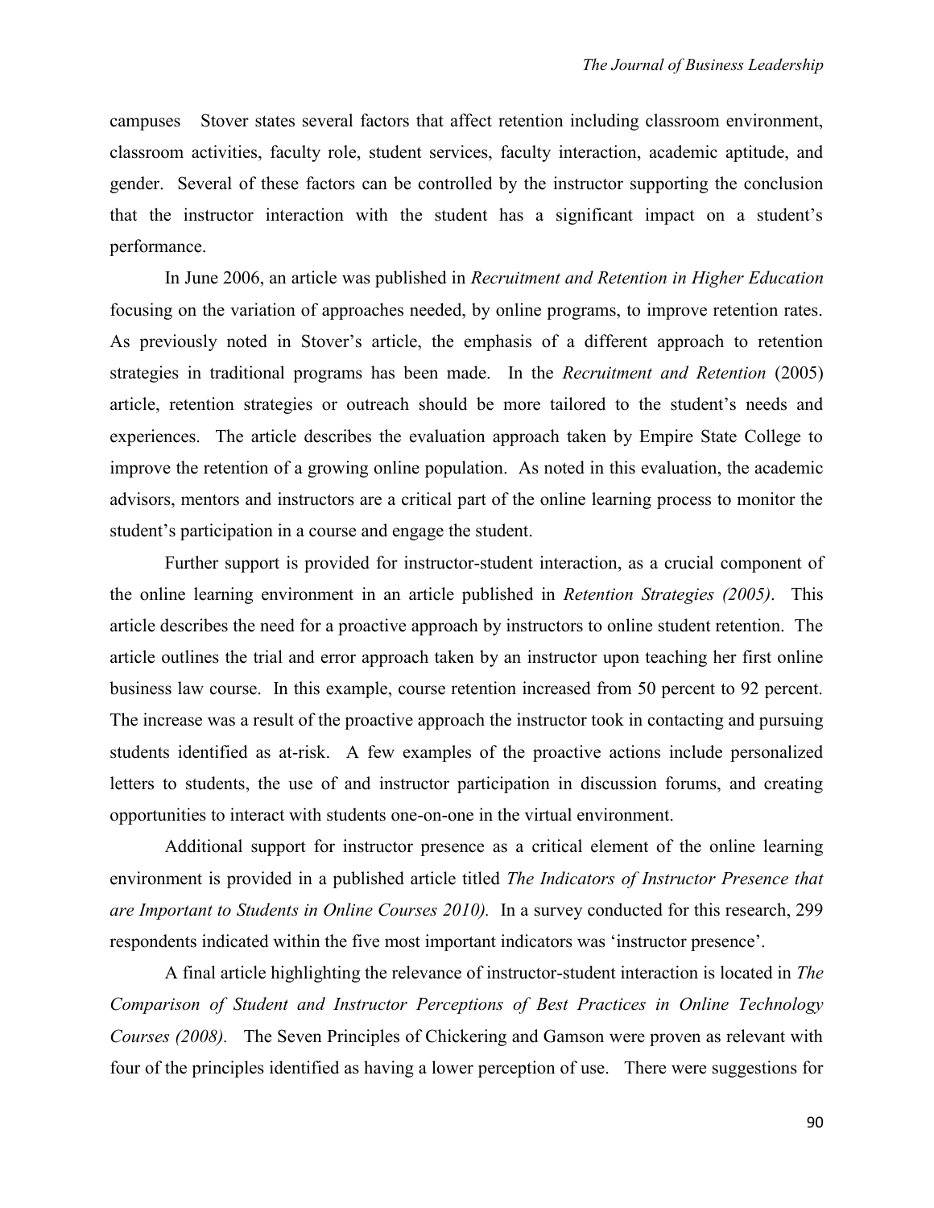campuses  Stover states several factors that affect retention including classroom environment, classroom activities, faculty role, student services, faculty interaction, academic aptitude, and gender. Several of these factors can be controlled by the instructor supporting the conclusion that the instructor interaction with the student has a significant impact on a student's performance.

In June 2006, an article was published in *Recruitment and Retention in Higher Education* focusing on the variation of approaches needed, by online programs, to improve retention rates. As previously noted in Stover's article, the emphasis of a different approach to retention strategies in traditional programs has been made. In the *Recruitment and Retention* (2005) article, retention strategies or outreach should be more tailored to the student's needs and experiences. The article describes the evaluation approach taken by Empire State College to improve the retention of a growing online population. As noted in this evaluation, the academic advisors, mentors and instructors are a critical part of the online learning process to monitor the student's participation in a course and engage the student.

Further support is provided for instructor-student interaction, as a crucial component of the online learning environment in an article published in *Retention Strategies (2005)*. This article describes the need for a proactive approach by instructors to online student retention. The article outlines the trial and error approach taken by an instructor upon teaching her first online business law course. In this example, course retention increased from 50 percent to 92 percent. The increase was a result of the proactive approach the instructor took in contacting and pursuing students identified as at-risk. A few examples of the proactive actions include personalized letters to students, the use of and instructor participation in discussion forums, and creating opportunities to interact with students one-on-one in the virtual environment.

Additional support for instructor presence as a critical element of the online learning environment is provided in a published article titled *The Indicators of Instructor Presence that are Important to Students in Online Courses 2010).* In a survey conducted for this research, 299 respondents indicated within the five most important indicators was 'instructor presence'.

A final article highlighting the relevance of instructor-student interaction is located in *The Comparison of Student and Instructor Perceptions of Best Practices in Online Technology Courses (2008).* The Seven Principles of Chickering and Gamson were proven as relevant with four of the principles identified as having a lower perception of use. There were suggestions for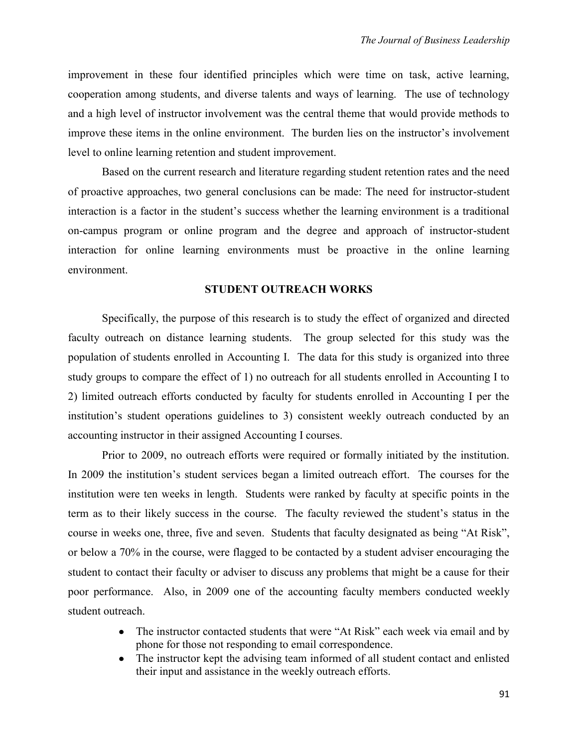improvement in these four identified principles which were time on task, active learning, cooperation among students, and diverse talents and ways of learning. The use of technology and a high level of instructor involvement was the central theme that would provide methods to improve these items in the online environment. The burden lies on the instructor's involvement level to online learning retention and student improvement.

Based on the current research and literature regarding student retention rates and the need of proactive approaches, two general conclusions can be made: The need for instructor-student interaction is a factor in the student's success whether the learning environment is a traditional on-campus program or online program and the degree and approach of instructor-student interaction for online learning environments must be proactive in the online learning environment.

## STUDENT OUTREACH WORKS

Specifically, the purpose of this research is to study the effect of organized and directed faculty outreach on distance learning students. The group selected for this study was the population of students enrolled in Accounting I. The data for this study is organized into three study groups to compare the effect of 1) no outreach for all students enrolled in Accounting I to 2) limited outreach efforts conducted by faculty for students enrolled in Accounting I per the institution's student operations guidelines to 3) consistent weekly outreach conducted by an accounting instructor in their assigned Accounting I courses.

Prior to 2009, no outreach efforts were required or formally initiated by the institution. In 2009 the institution's student services began a limited outreach effort. The courses for the institution were ten weeks in length. Students were ranked by faculty at specific points in the term as to their likely success in the course. The faculty reviewed the student's status in the course in weeks one, three, five and seven. Students that faculty designated as being "At Risk", or below a 70% in the course, were flagged to be contacted by a student adviser encouraging the student to contact their faculty or adviser to discuss any problems that might be a cause for their poor performance. Also, in 2009 one of the accounting faculty members conducted weekly student outreach.

- The instructor contacted students that were "At Risk" each week via email and by phone for those not responding to email correspondence.
- The instructor kept the advising team informed of all student contact and enlisted their input and assistance in the weekly outreach efforts.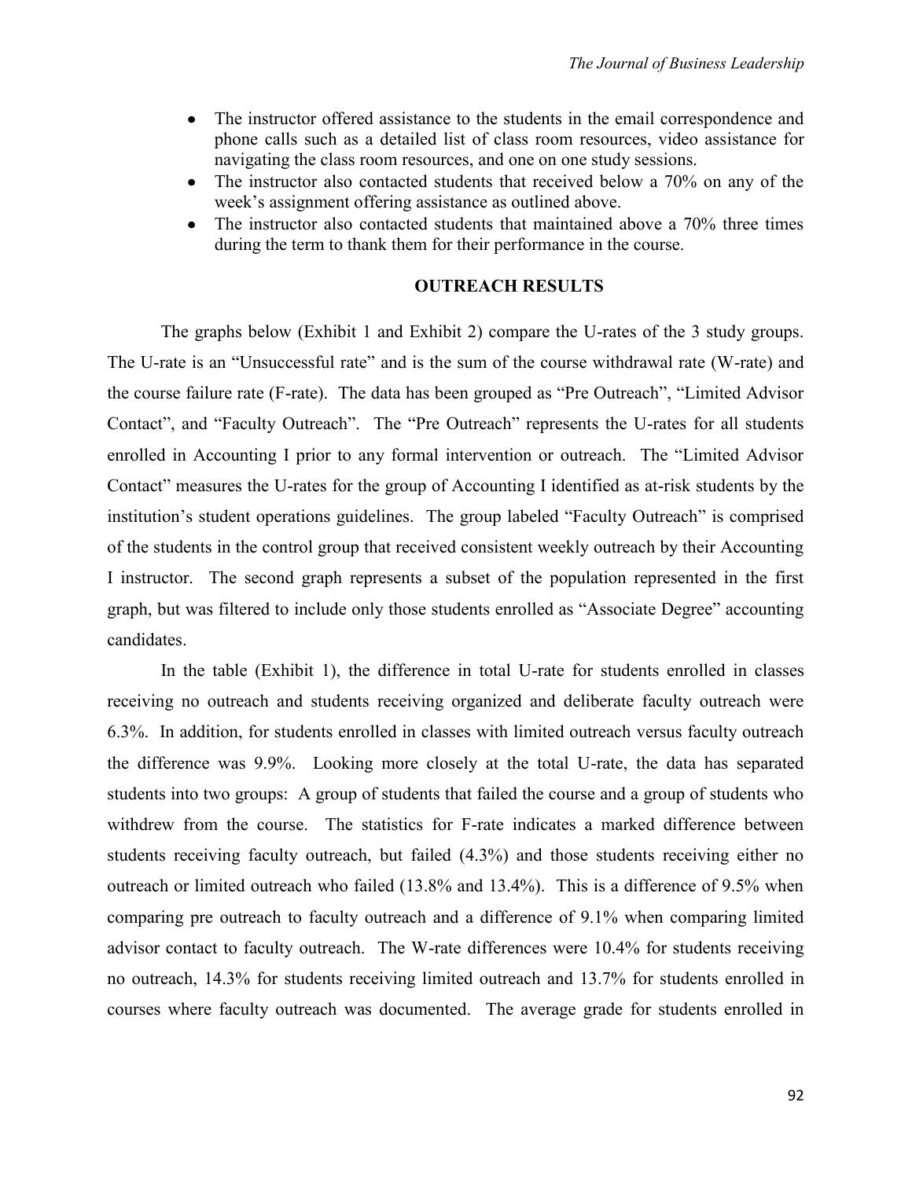- The instructor offered assistance to the students in the email correspondence and phone calls such as a detailed list of class room resources, video assistance for navigating the class room resources, and one on one study sessions.
- The instructor also contacted students that received below a 70% on any of the week's assignment offering assistance as outlined above.
- The instructor also contacted students that maintained above a 70% three times during the term to thank them for their performance in the course.

## OUTREACH RESULTS

The graphs below (Exhibit 1 and Exhibit 2) compare the U-rates of the 3 study groups. The U-rate is an "Unsuccessful rate" and is the sum of the course withdrawal rate (W-rate) and the course failure rate (F-rate). The data has been grouped as "Pre Outreach", "Limited Advisor Contact", and "Faculty Outreach". The "Pre Outreach" represents the U-rates for all students enrolled in Accounting I prior to any formal intervention or outreach. The "Limited Advisor Contact" measures the U-rates for the group of Accounting I identified as at-risk students by the institution's student operations guidelines. The group labeled "Faculty Outreach" is comprised of the students in the control group that received consistent weekly outreach by their Accounting I instructor. The second graph represents a subset of the population represented in the first graph, but was filtered to include only those students enrolled as "Associate Degree" accounting candidates.

In the table (Exhibit 1), the difference in total U-rate for students enrolled in classes receiving no outreach and students receiving organized and deliberate faculty outreach were 6.3%. In addition, for students enrolled in classes with limited outreach versus faculty outreach the difference was 9.9%. Looking more closely at the total U-rate, the data has separated students into two groups: A group of students that failed the course and a group of students who withdrew from the course. The statistics for F-rate indicates a marked difference between students receiving faculty outreach, but failed (4.3%) and those students receiving either no outreach or limited outreach who failed (13.8% and 13.4%). This is a difference of 9.5% when comparing pre outreach to faculty outreach and a difference of 9.1% when comparing limited advisor contact to faculty outreach. The W-rate differences were 10.4% for students receiving no outreach, 14.3% for students receiving limited outreach and 13.7% for students enrolled in courses where faculty outreach was documented. The average grade for students enrolled in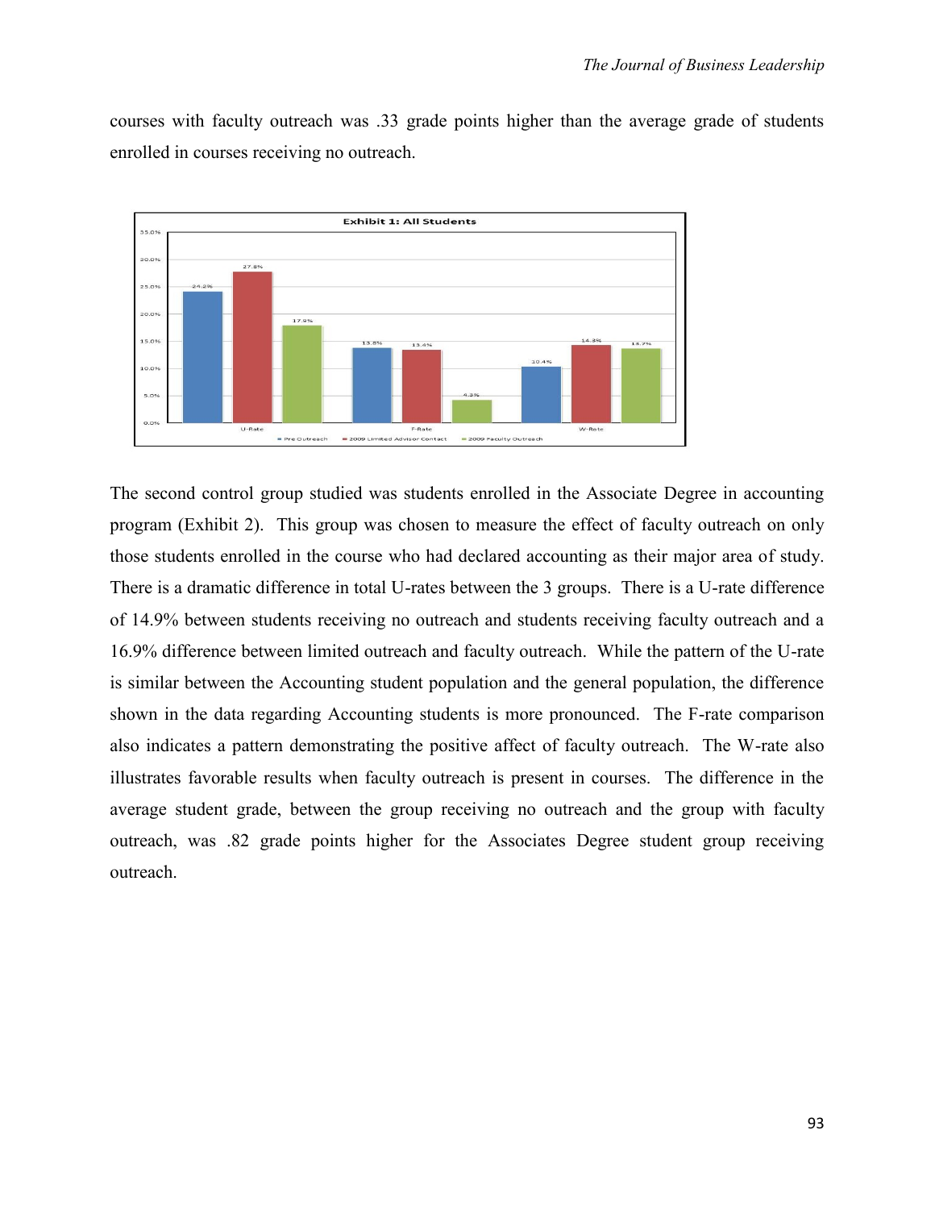courses with faculty outreach was .33 grade points higher than the average grade of students enrolled in courses receiving no outreach.

**Exhibit 1: All Students**

| | Pre Outreach | 2009 Limited Advisor Contact | 2009 Faculty Outreach |
|---|---|---|---|
| U-Rate | 24.2% | 27.8% | 17.9% |
| F-Rate | 13.8% | 13.4% | 4.3% |
| W-Rate | 10.4% | 14.3% | 13.7% |

The second control group studied was students enrolled in the Associate Degree in accounting program (Exhibit 2). This group was chosen to measure the effect of faculty outreach on only those students enrolled in the course who had declared accounting as their major area of study. There is a dramatic difference in total U-rates between the 3 groups. There is a U-rate difference of 14.9% between students receiving no outreach and students receiving faculty outreach and a 16.9% difference between limited outreach and faculty outreach. While the pattern of the U-rate is similar between the Accounting student population and the general population, the difference shown in the data regarding Accounting students is more pronounced. The F-rate comparison also indicates a pattern demonstrating the positive affect of faculty outreach. The W-rate also illustrates favorable results when faculty outreach is present in courses. The difference in the average student grade, between the group receiving no outreach and the group with faculty outreach, was .82 grade points higher for the Associates Degree student group receiving outreach.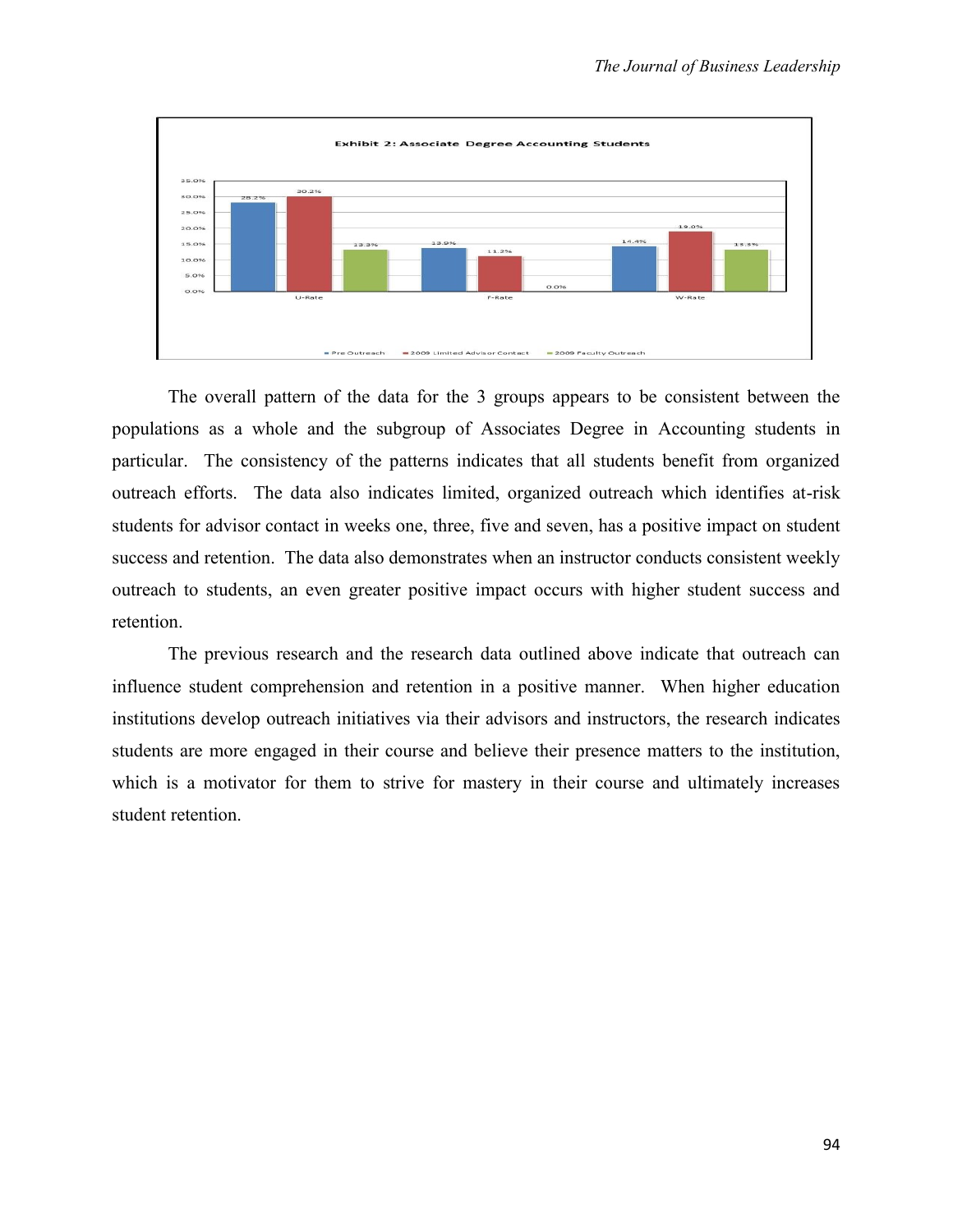**Exhibit 2: Associate Degree Accounting Students**

| | Pre Outreach | 2009 Limited Advisor Contact | 2009 Faculty Outreach |
|---|---|---|---|
| U-Rate | 28.2% | 30.2% | 13.3% |
| F-Rate | 13.9% | 11.2% | 0.0% |
| W-Rate | 14.4% | 19.0% | 13.3% |

The overall pattern of the data for the 3 groups appears to be consistent between the populations as a whole and the subgroup of Associates Degree in Accounting students in particular. The consistency of the patterns indicates that all students benefit from organized outreach efforts. The data also indicates limited, organized outreach which identifies at-risk students for advisor contact in weeks one, three, five and seven, has a positive impact on student success and retention. The data also demonstrates when an instructor conducts consistent weekly outreach to students, an even greater positive impact occurs with higher student success and retention.

The previous research and the research data outlined above indicate that outreach can influence student comprehension and retention in a positive manner. When higher education institutions develop outreach initiatives via their advisors and instructors, the research indicates students are more engaged in their course and believe their presence matters to the institution, which is a motivator for them to strive for mastery in their course and ultimately increases student retention.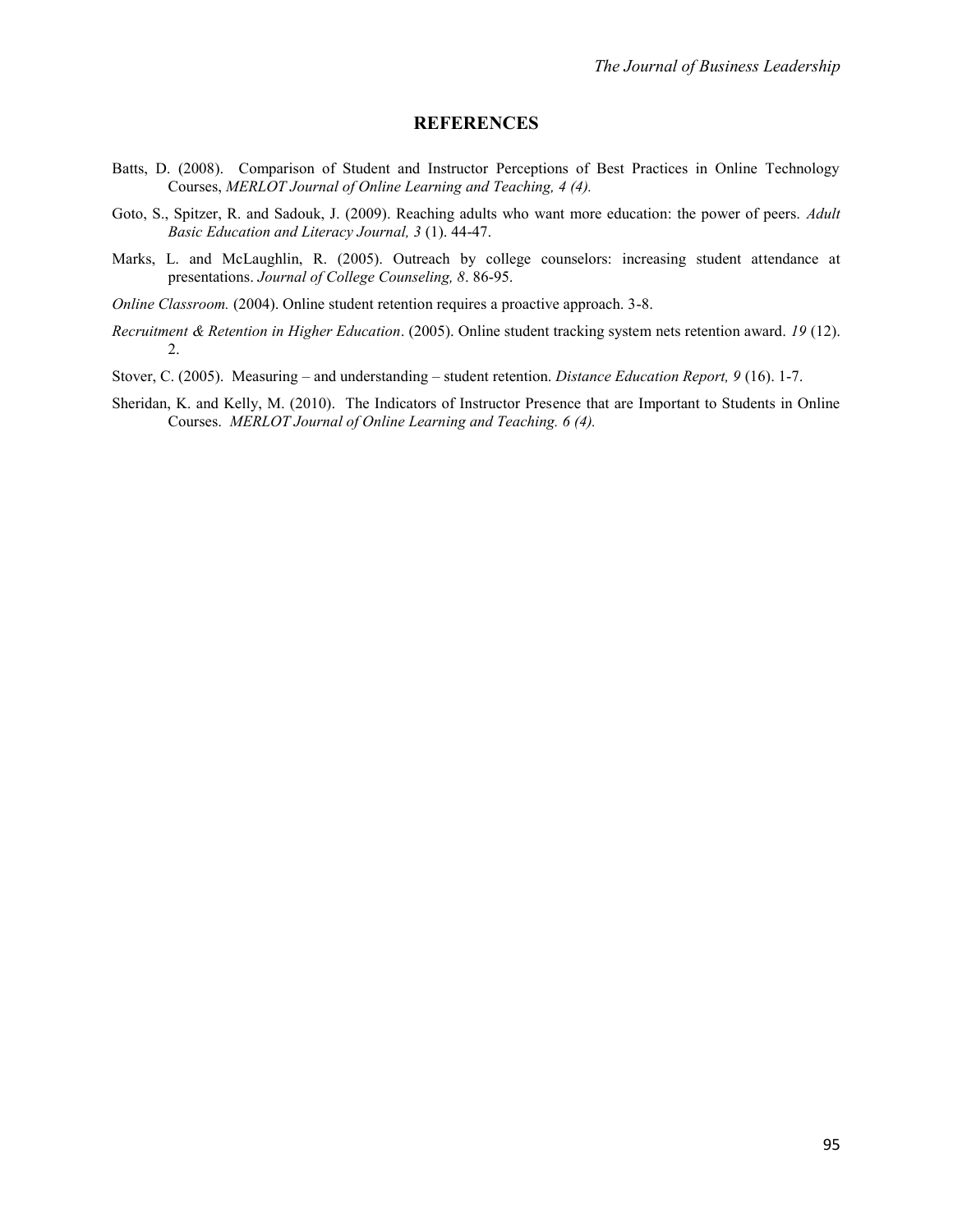## REFERENCES

Batts, D. (2008). Comparison of Student and Instructor Perceptions of Best Practices in Online Technology Courses, *MERLOT Journal of Online Learning and Teaching, 4 (4).*

Goto, S., Spitzer, R. and Sadouk, J. (2009). Reaching adults who want more education: the power of peers. *Adult Basic Education and Literacy Journal, 3* (1). 44-47.

Marks, L. and McLaughlin, R. (2005). Outreach by college counselors: increasing student attendance at presentations. *Journal of College Counseling, 8*. 86-95.

*Online Classroom.* (2004). Online student retention requires a proactive approach. 3-8.

*Recruitment & Retention in Higher Education*. (2005). Online student tracking system nets retention award. *19* (12). 2.

Stover, C. (2005). Measuring – and understanding – student retention. *Distance Education Report, 9* (16). 1-7.

Sheridan, K. and Kelly, M. (2010). The Indicators of Instructor Presence that are Important to Students in Online Courses. *MERLOT Journal of Online Learning and Teaching. 6 (4).*